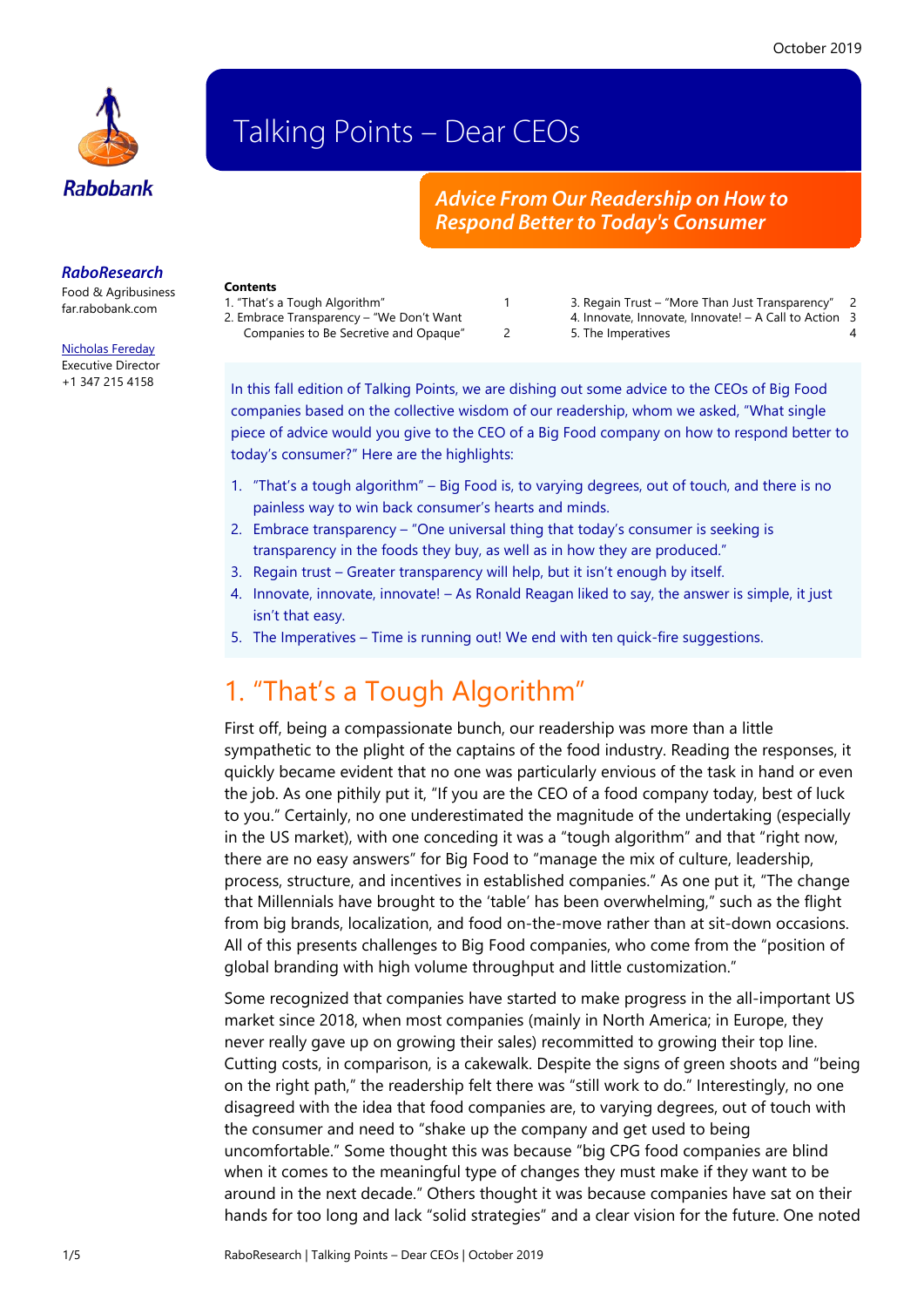October 2019

Rabobank

# Talking Points – Dear CEOs

## Advice From Our Readership on How to Respond Better to Today's Consumer

***RaboResearch***
Food & Agribusiness
far.rabobank.com

Nicholas Fereday
Executive Director
+1 347 215 4158

**Contents**

| | |
|---|---|
| 1. "That's a Tough Algorithm" | 1 |
| 2. Embrace Transparency – "We Don't Want Companies to Be Secretive and Opaque" | 2 |
| 3. Regain Trust – "More Than Just Transparency" | 2 |
| 4. Innovate, Innovate, Innovate! – A Call to Action | 3 |
| 5. The Imperatives | 4 |

In this fall edition of Talking Points, we are dishing out some advice to the CEOs of Big Food companies based on the collective wisdom of our readership, whom we asked, "What single piece of advice would you give to the CEO of a Big Food company on how to respond better to today's consumer?" Here are the highlights:

1. "That's a tough algorithm" – Big Food is, to varying degrees, out of touch, and there is no painless way to win back consumer's hearts and minds.
2. Embrace transparency – "One universal thing that today's consumer is seeking is transparency in the foods they buy, as well as in how they are produced."
3. Regain trust – Greater transparency will help, but it isn't enough by itself.
4. Innovate, innovate, innovate! – As Ronald Reagan liked to say, the answer is simple, it just isn't that easy.
5. The Imperatives – Time is running out! We end with ten quick-fire suggestions.

## 1. "That's a Tough Algorithm"

First off, being a compassionate bunch, our readership was more than a little sympathetic to the plight of the captains of the food industry. Reading the responses, it quickly became evident that no one was particularly envious of the task in hand or even the job. As one pithily put it, "If you are the CEO of a food company today, best of luck to you." Certainly, no one underestimated the magnitude of the undertaking (especially in the US market), with one conceding it was a "tough algorithm" and that "right now, there are no easy answers" for Big Food to "manage the mix of culture, leadership, process, structure, and incentives in established companies." As one put it, "The change that Millennials have brought to the 'table' has been overwhelming," such as the flight from big brands, localization, and food on-the-move rather than at sit-down occasions. All of this presents challenges to Big Food companies, who come from the "position of global branding with high volume throughput and little customization."

Some recognized that companies have started to make progress in the all-important US market since 2018, when most companies (mainly in North America; in Europe, they never really gave up on growing their sales) recommitted to growing their top line. Cutting costs, in comparison, is a cakewalk. Despite the signs of green shoots and "being on the right path," the readership felt there was "still work to do." Interestingly, no one disagreed with the idea that food companies are, to varying degrees, out of touch with the consumer and need to "shake up the company and get used to being uncomfortable." Some thought this was because "big CPG food companies are blind when it comes to the meaningful type of changes they must make if they want to be around in the next decade." Others thought it was because companies have sat on their hands for too long and lack "solid strategies" and a clear vision for the future. One noted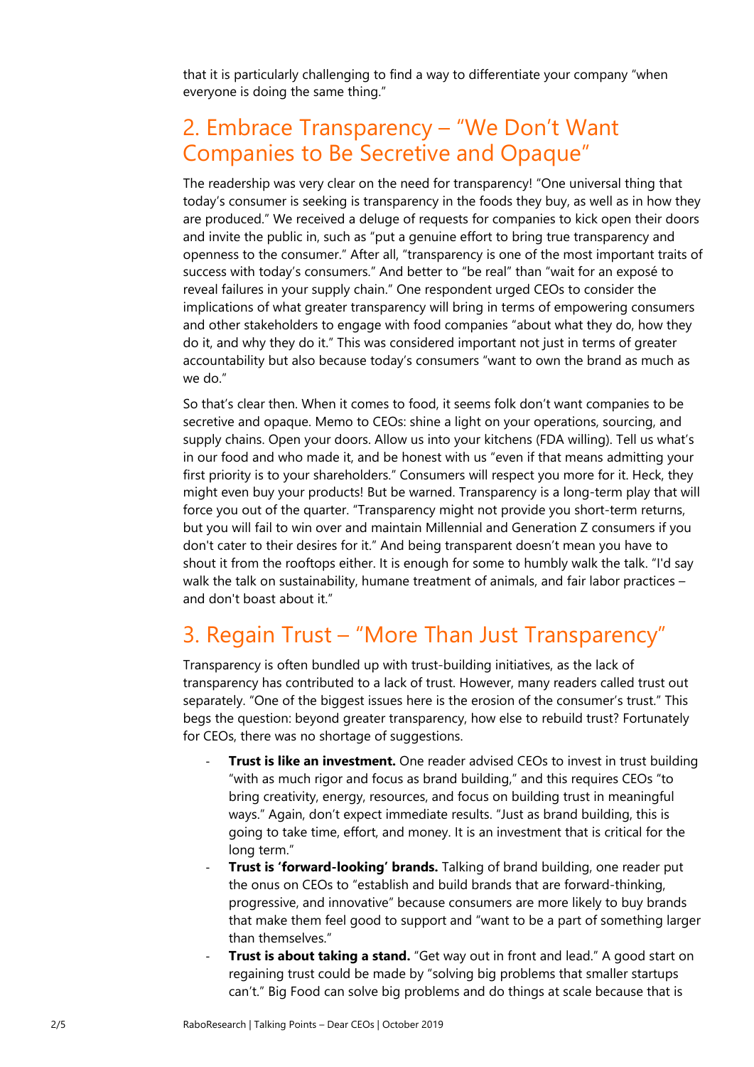that it is particularly challenging to find a way to differentiate your company "when everyone is doing the same thing."

## 2. Embrace Transparency – "We Don't Want Companies to Be Secretive and Opaque"

The readership was very clear on the need for transparency! "One universal thing that today's consumer is seeking is transparency in the foods they buy, as well as in how they are produced." We received a deluge of requests for companies to kick open their doors and invite the public in, such as "put a genuine effort to bring true transparency and openness to the consumer." After all, "transparency is one of the most important traits of success with today's consumers." And better to "be real" than "wait for an exposé to reveal failures in your supply chain." One respondent urged CEOs to consider the implications of what greater transparency will bring in terms of empowering consumers and other stakeholders to engage with food companies "about what they do, how they do it, and why they do it." This was considered important not just in terms of greater accountability but also because today's consumers "want to own the brand as much as we do."

So that's clear then. When it comes to food, it seems folk don't want companies to be secretive and opaque. Memo to CEOs: shine a light on your operations, sourcing, and supply chains. Open your doors. Allow us into your kitchens (FDA willing). Tell us what's in our food and who made it, and be honest with us "even if that means admitting your first priority is to your shareholders." Consumers will respect you more for it. Heck, they might even buy your products! But be warned. Transparency is a long-term play that will force you out of the quarter. "Transparency might not provide you short-term returns, but you will fail to win over and maintain Millennial and Generation Z consumers if you don't cater to their desires for it." And being transparent doesn't mean you have to shout it from the rooftops either. It is enough for some to humbly walk the talk. "I'd say walk the talk on sustainability, humane treatment of animals, and fair labor practices – and don't boast about it."

## 3. Regain Trust – "More Than Just Transparency"

Transparency is often bundled up with trust-building initiatives, as the lack of transparency has contributed to a lack of trust. However, many readers called trust out separately. "One of the biggest issues here is the erosion of the consumer's trust." This begs the question: beyond greater transparency, how else to rebuild trust? Fortunately for CEOs, there was no shortage of suggestions.

- **Trust is like an investment.** One reader advised CEOs to invest in trust building "with as much rigor and focus as brand building," and this requires CEOs "to bring creativity, energy, resources, and focus on building trust in meaningful ways." Again, don't expect immediate results. "Just as brand building, this is going to take time, effort, and money. It is an investment that is critical for the long term."
- **Trust is 'forward-looking' brands.** Talking of brand building, one reader put the onus on CEOs to "establish and build brands that are forward-thinking, progressive, and innovative" because consumers are more likely to buy brands that make them feel good to support and "want to be a part of something larger than themselves."
- **Trust is about taking a stand.** "Get way out in front and lead." A good start on regaining trust could be made by "solving big problems that smaller startups can't." Big Food can solve big problems and do things at scale because that is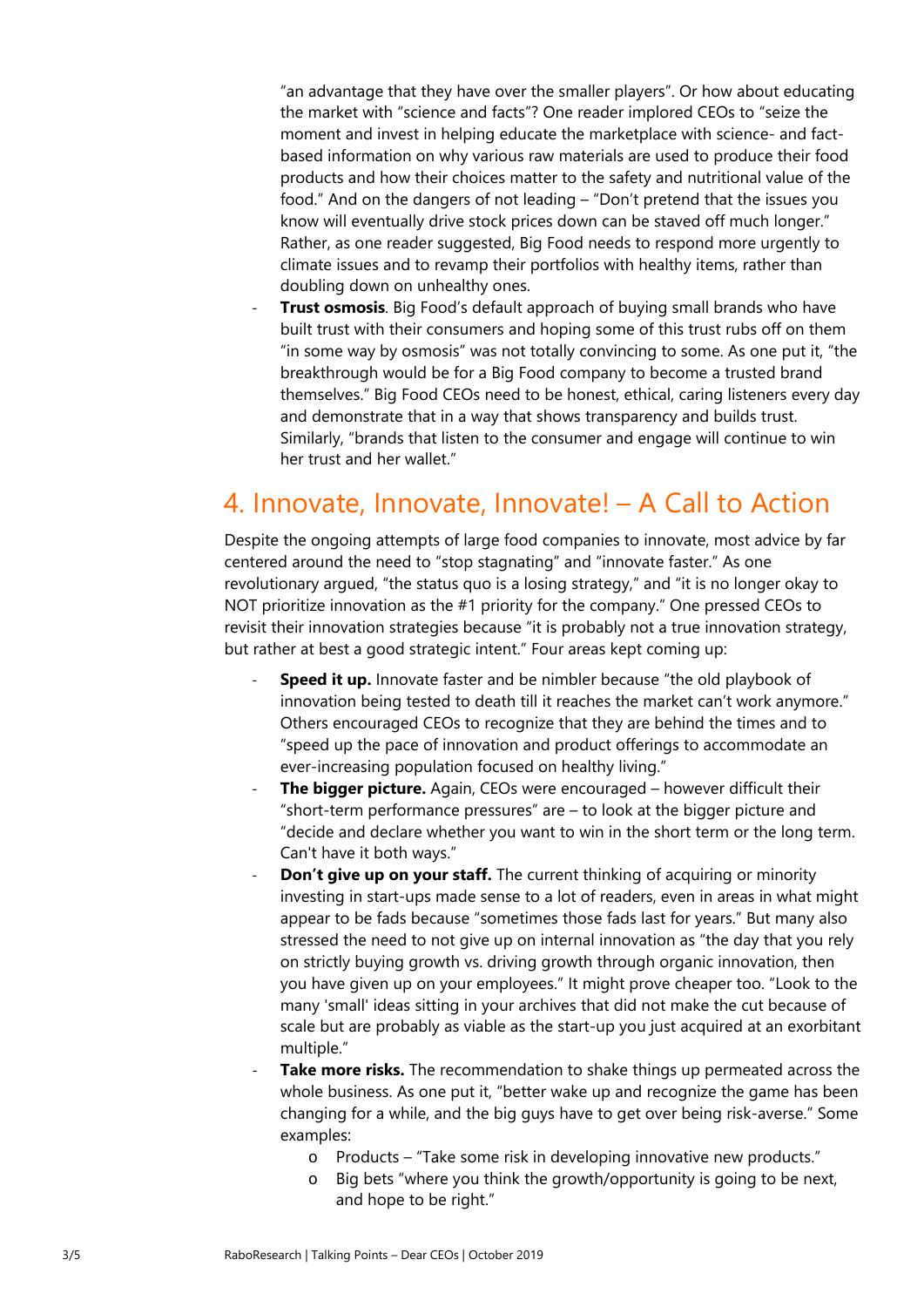"an advantage that they have over the smaller players". Or how about educating the market with "science and facts"? One reader implored CEOs to "seize the moment and invest in helping educate the marketplace with science- and fact-based information on why various raw materials are used to produce their food products and how their choices matter to the safety and nutritional value of the food." And on the dangers of not leading – "Don't pretend that the issues you know will eventually drive stock prices down can be staved off much longer." Rather, as one reader suggested, Big Food needs to respond more urgently to climate issues and to revamp their portfolios with healthy items, rather than doubling down on unhealthy ones.

- **Trust osmosis**. Big Food's default approach of buying small brands who have built trust with their consumers and hoping some of this trust rubs off on them "in some way by osmosis" was not totally convincing to some. As one put it, "the breakthrough would be for a Big Food company to become a trusted brand themselves." Big Food CEOs need to be honest, ethical, caring listeners every day and demonstrate that in a way that shows transparency and builds trust. Similarly, "brands that listen to the consumer and engage will continue to win her trust and her wallet."

## 4. Innovate, Innovate, Innovate! – A Call to Action

Despite the ongoing attempts of large food companies to innovate, most advice by far centered around the need to "stop stagnating" and "innovate faster." As one revolutionary argued, "the status quo is a losing strategy," and "it is no longer okay to NOT prioritize innovation as the #1 priority for the company." One pressed CEOs to revisit their innovation strategies because "it is probably not a true innovation strategy, but rather at best a good strategic intent." Four areas kept coming up:

- **Speed it up.** Innovate faster and be nimbler because "the old playbook of innovation being tested to death till it reaches the market can't work anymore." Others encouraged CEOs to recognize that they are behind the times and to "speed up the pace of innovation and product offerings to accommodate an ever-increasing population focused on healthy living."
- **The bigger picture.** Again, CEOs were encouraged – however difficult their "short-term performance pressures" are – to look at the bigger picture and "decide and declare whether you want to win in the short term or the long term. Can't have it both ways."
- **Don't give up on your staff.** The current thinking of acquiring or minority investing in start-ups made sense to a lot of readers, even in areas in what might appear to be fads because "sometimes those fads last for years." But many also stressed the need to not give up on internal innovation as "the day that you rely on strictly buying growth vs. driving growth through organic innovation, then you have given up on your employees." It might prove cheaper too. "Look to the many 'small' ideas sitting in your archives that did not make the cut because of scale but are probably as viable as the start-up you just acquired at an exorbitant multiple."
- **Take more risks.** The recommendation to shake things up permeated across the whole business. As one put it, "better wake up and recognize the game has been changing for a while, and the big guys have to get over being risk-averse." Some examples:
  - Products – "Take some risk in developing innovative new products."
  - Big bets "where you think the growth/opportunity is going to be next, and hope to be right."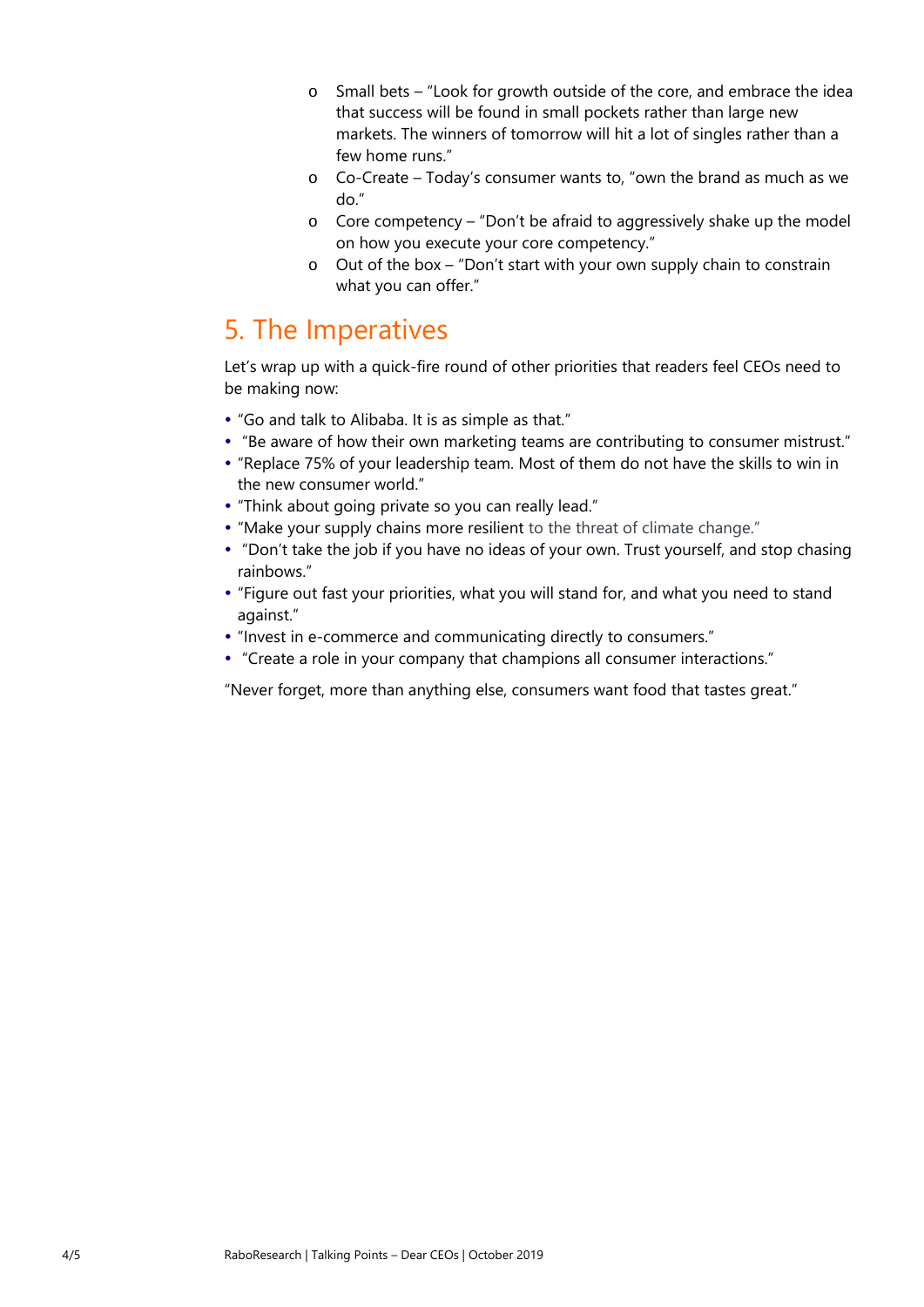- Small bets – "Look for growth outside of the core, and embrace the idea that success will be found in small pockets rather than large new markets. The winners of tomorrow will hit a lot of singles rather than a few home runs."
  - Co-Create – Today's consumer wants to, "own the brand as much as we do."
  - Core competency – "Don't be afraid to aggressively shake up the model on how you execute your core competency."
  - Out of the box – "Don't start with your own supply chain to constrain what you can offer."

## 5. The Imperatives

Let's wrap up with a quick-fire round of other priorities that readers feel CEOs need to be making now:

- "Go and talk to Alibaba. It is as simple as that."
- "Be aware of how their own marketing teams are contributing to consumer mistrust."
- "Replace 75% of your leadership team. Most of them do not have the skills to win in the new consumer world."
- "Think about going private so you can really lead."
- "Make your supply chains more resilient to the threat of climate change."
- "Don't take the job if you have no ideas of your own. Trust yourself, and stop chasing rainbows."
- "Figure out fast your priorities, what you will stand for, and what you need to stand against."
- "Invest in e-commerce and communicating directly to consumers."
- "Create a role in your company that champions all consumer interactions."

"Never forget, more than anything else, consumers want food that tastes great."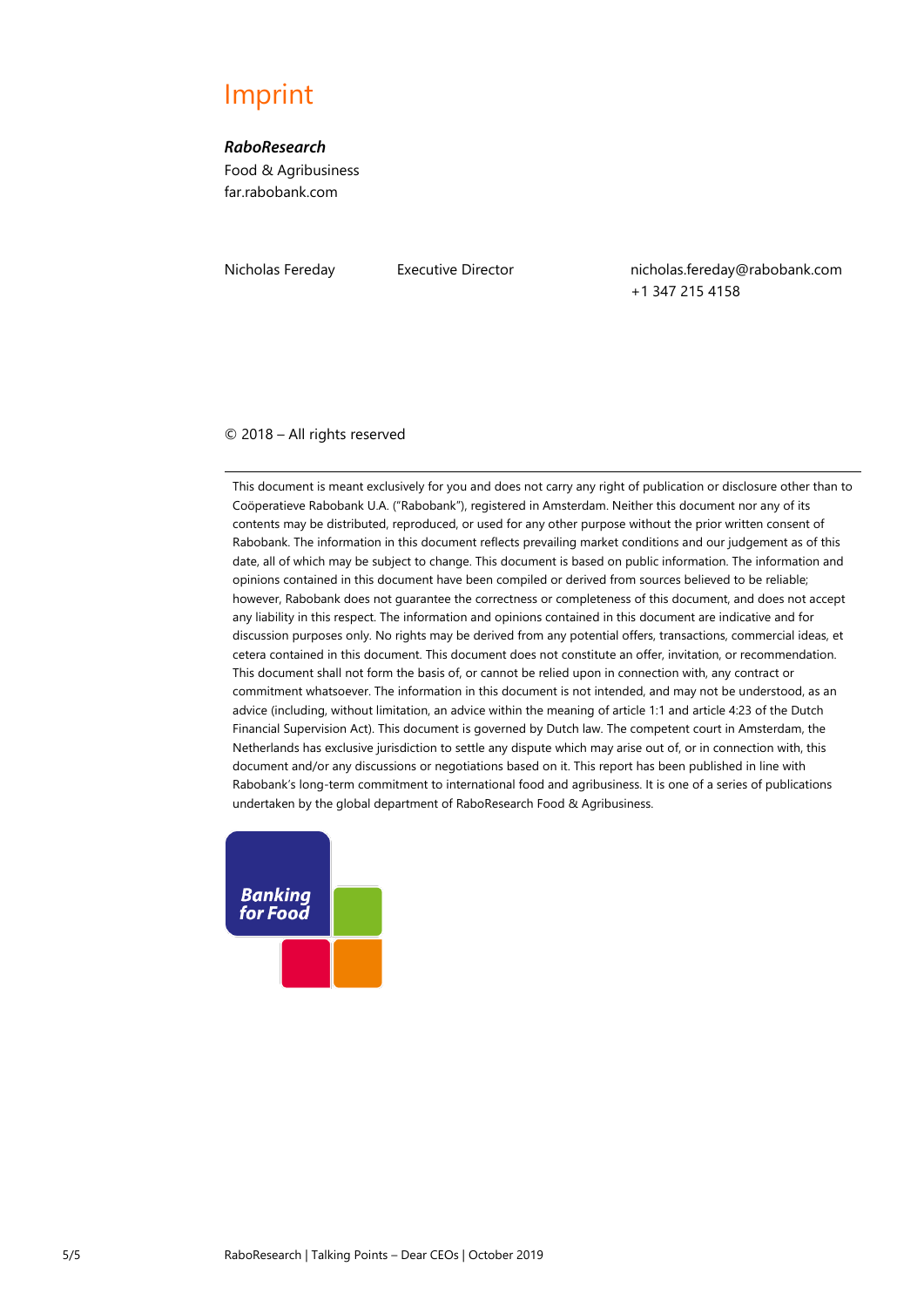# Imprint

***RaboResearch***
Food & Agribusiness
far.rabobank.com

| | | |
|---|---|---|
| Nicholas Fereday | Executive Director | nicholas.fereday@rabobank.com<br>+1 347 215 4158 |

© 2018 – All rights reserved

This document is meant exclusively for you and does not carry any right of publication or disclosure other than to Coöperatieve Rabobank U.A. ("Rabobank"), registered in Amsterdam. Neither this document nor any of its contents may be distributed, reproduced, or used for any other purpose without the prior written consent of Rabobank. The information in this document reflects prevailing market conditions and our judgement as of this date, all of which may be subject to change. This document is based on public information. The information and opinions contained in this document have been compiled or derived from sources believed to be reliable; however, Rabobank does not guarantee the correctness or completeness of this document, and does not accept any liability in this respect. The information and opinions contained in this document are indicative and for discussion purposes only. No rights may be derived from any potential offers, transactions, commercial ideas, et cetera contained in this document. This document does not constitute an offer, invitation, or recommendation. This document shall not form the basis of, or cannot be relied upon in connection with, any contract or commitment whatsoever. The information in this document is not intended, and may not be understood, as an advice (including, without limitation, an advice within the meaning of article 1:1 and article 4:23 of the Dutch Financial Supervision Act). This document is governed by Dutch law. The competent court in Amsterdam, the Netherlands has exclusive jurisdiction to settle any dispute which may arise out of, or in connection with, this document and/or any discussions or negotiations based on it. This report has been published in line with Rabobank's long-term commitment to international food and agribusiness. It is one of a series of publications undertaken by the global department of RaboResearch Food & Agribusiness.

Banking for Food